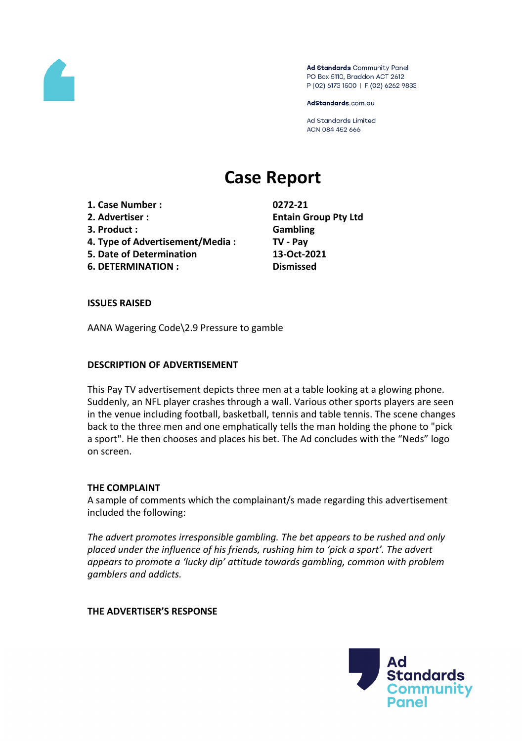Ad Standards Community Panel
PO Box 5110, Braddon ACT 2612
P (02) 6173 1500 | F (02) 6262 9833

AdStandards.com.au

Ad Standards Limited
ACN 084 452 666

# Case Report

| | |
|---|---|
| **1. Case Number :** | **0272-21** |
| **2. Advertiser :** | **Entain Group Pty Ltd** |
| **3. Product :** | **Gambling** |
| **4. Type of Advertisement/Media :** | **TV - Pay** |
| **5. Date of Determination** | **13-Oct-2021** |
| **6. DETERMINATION :** | **Dismissed** |

## ISSUES RAISED

AANA Wagering Code\2.9 Pressure to gamble

## DESCRIPTION OF ADVERTISEMENT

This Pay TV advertisement depicts three men at a table looking at a glowing phone. Suddenly, an NFL player crashes through a wall. Various other sports players are seen in the venue including football, basketball, tennis and table tennis. The scene changes back to the three men and one emphatically tells the man holding the phone to "pick a sport". He then chooses and places his bet. The Ad concludes with the "Neds" logo on screen.

## THE COMPLAINT

A sample of comments which the complainant/s made regarding this advertisement included the following:

*The advert promotes irresponsible gambling. The bet appears to be rushed and only placed under the influence of his friends, rushing him to 'pick a sport'. The advert appears to promote a 'lucky dip' attitude towards gambling, common with problem gamblers and addicts.*

## THE ADVERTISER'S RESPONSE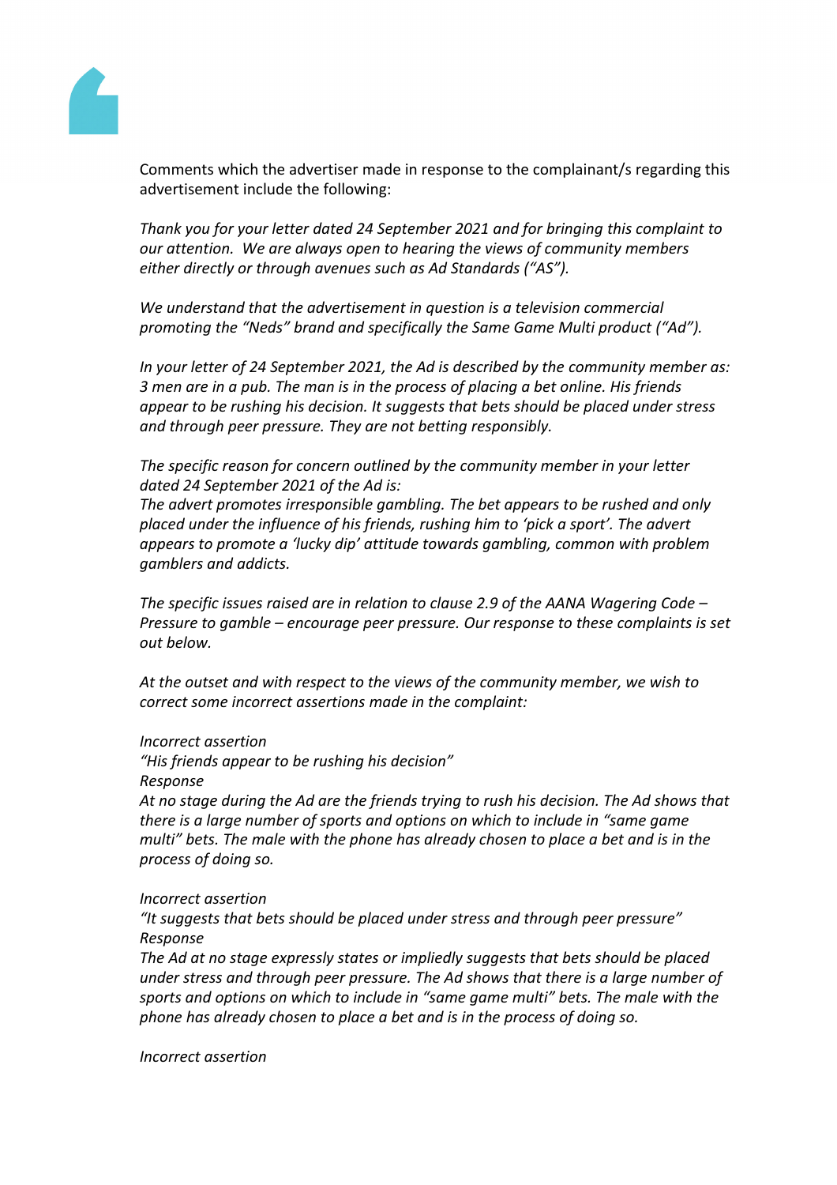Comments which the advertiser made in response to the complainant/s regarding this advertisement include the following:

*Thank you for your letter dated 24 September 2021 and for bringing this complaint to our attention. We are always open to hearing the views of community members either directly or through avenues such as Ad Standards ("AS").*

*We understand that the advertisement in question is a television commercial promoting the "Neds" brand and specifically the Same Game Multi product ("Ad").*

*In your letter of 24 September 2021, the Ad is described by the community member as: 3 men are in a pub. The man is in the process of placing a bet online. His friends appear to be rushing his decision. It suggests that bets should be placed under stress and through peer pressure. They are not betting responsibly.*

*The specific reason for concern outlined by the community member in your letter dated 24 September 2021 of the Ad is:*
*The advert promotes irresponsible gambling. The bet appears to be rushed and only placed under the influence of his friends, rushing him to 'pick a sport'. The advert appears to promote a 'lucky dip' attitude towards gambling, common with problem gamblers and addicts.*

*The specific issues raised are in relation to clause 2.9 of the AANA Wagering Code – Pressure to gamble – encourage peer pressure. Our response to these complaints is set out below.*

*At the outset and with respect to the views of the community member, we wish to correct some incorrect assertions made in the complaint:*

*Incorrect assertion*
*"His friends appear to be rushing his decision"*
*Response*
*At no stage during the Ad are the friends trying to rush his decision. The Ad shows that there is a large number of sports and options on which to include in "same game multi" bets. The male with the phone has already chosen to place a bet and is in the process of doing so.*

*Incorrect assertion*
*"It suggests that bets should be placed under stress and through peer pressure"*
*Response*
*The Ad at no stage expressly states or impliedly suggests that bets should be placed under stress and through peer pressure. The Ad shows that there is a large number of sports and options on which to include in "same game multi" bets. The male with the phone has already chosen to place a bet and is in the process of doing so.*

*Incorrect assertion*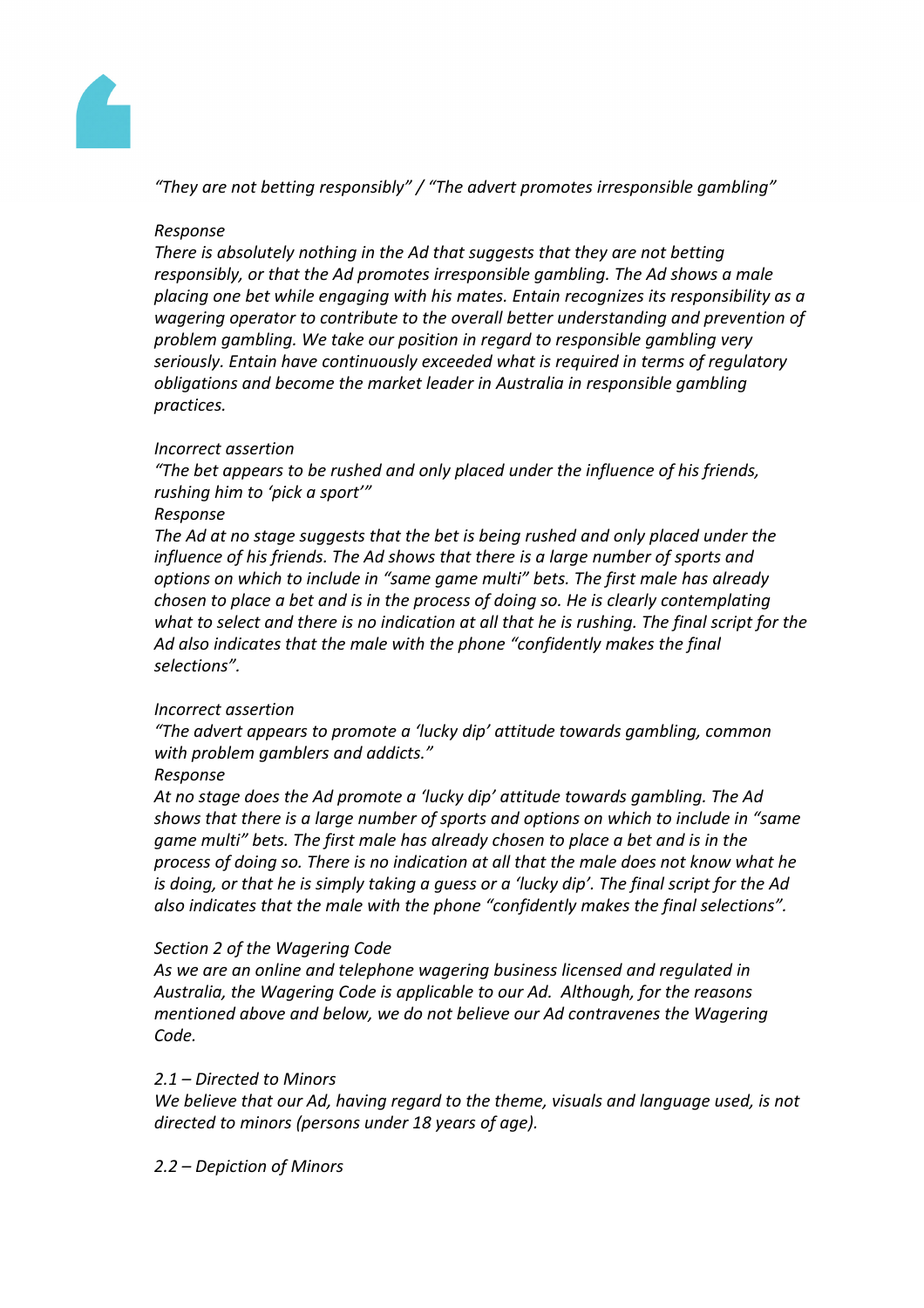*“They are not betting responsibly” / “The advert promotes irresponsible gambling”*

*Response*

*There is absolutely nothing in the Ad that suggests that they are not betting responsibly, or that the Ad promotes irresponsible gambling. The Ad shows a male placing one bet while engaging with his mates. Entain recognizes its responsibility as a wagering operator to contribute to the overall better understanding and prevention of problem gambling. We take our position in regard to responsible gambling very seriously. Entain have continuously exceeded what is required in terms of regulatory obligations and become the market leader in Australia in responsible gambling practices.*

*Incorrect assertion*

*“The bet appears to be rushed and only placed under the influence of his friends, rushing him to ‘pick a sport’”*

*Response*

*The Ad at no stage suggests that the bet is being rushed and only placed under the influence of his friends. The Ad shows that there is a large number of sports and options on which to include in “same game multi” bets. The first male has already chosen to place a bet and is in the process of doing so. He is clearly contemplating what to select and there is no indication at all that he is rushing. The final script for the Ad also indicates that the male with the phone “confidently makes the final selections”.*

*Incorrect assertion*

*“The advert appears to promote a ‘lucky dip’ attitude towards gambling, common with problem gamblers and addicts.”*

*Response*

*At no stage does the Ad promote a ‘lucky dip’ attitude towards gambling. The Ad shows that there is a large number of sports and options on which to include in “same game multi” bets. The first male has already chosen to place a bet and is in the process of doing so. There is no indication at all that the male does not know what he is doing, or that he is simply taking a guess or a ‘lucky dip’. The final script for the Ad also indicates that the male with the phone “confidently makes the final selections”.*

*Section 2 of the Wagering Code*

*As we are an online and telephone wagering business licensed and regulated in Australia, the Wagering Code is applicable to our Ad. Although, for the reasons mentioned above and below, we do not believe our Ad contravenes the Wagering Code.*

*2.1 – Directed to Minors*

*We believe that our Ad, having regard to the theme, visuals and language used, is not directed to minors (persons under 18 years of age).*

*2.2 – Depiction of Minors*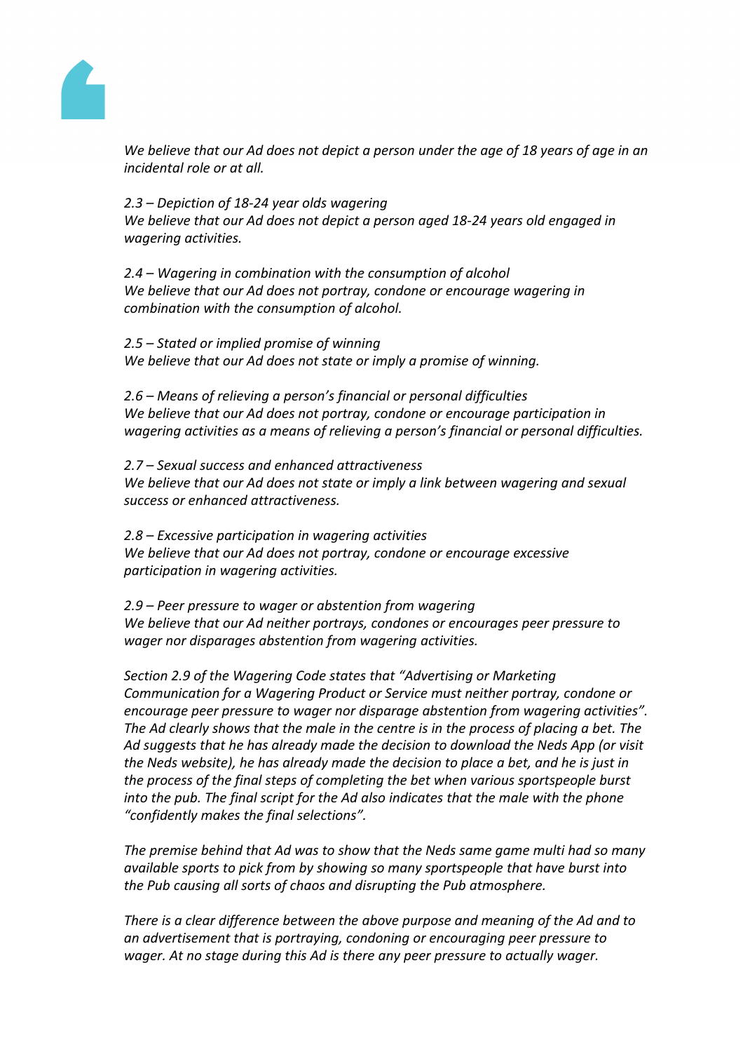*We believe that our Ad does not depict a person under the age of 18 years of age in an incidental role or at all.*

*2.3 – Depiction of 18-24 year olds wagering*
*We believe that our Ad does not depict a person aged 18-24 years old engaged in wagering activities.*

*2.4 – Wagering in combination with the consumption of alcohol*
*We believe that our Ad does not portray, condone or encourage wagering in combination with the consumption of alcohol.*

*2.5 – Stated or implied promise of winning*
*We believe that our Ad does not state or imply a promise of winning.*

*2.6 – Means of relieving a person's financial or personal difficulties*
*We believe that our Ad does not portray, condone or encourage participation in wagering activities as a means of relieving a person's financial or personal difficulties.*

*2.7 – Sexual success and enhanced attractiveness*
*We believe that our Ad does not state or imply a link between wagering and sexual success or enhanced attractiveness.*

*2.8 – Excessive participation in wagering activities*
*We believe that our Ad does not portray, condone or encourage excessive participation in wagering activities.*

*2.9 – Peer pressure to wager or abstention from wagering*
*We believe that our Ad neither portrays, condones or encourages peer pressure to wager nor disparages abstention from wagering activities.*

*Section 2.9 of the Wagering Code states that "Advertising or Marketing Communication for a Wagering Product or Service must neither portray, condone or encourage peer pressure to wager nor disparage abstention from wagering activities". The Ad clearly shows that the male in the centre is in the process of placing a bet. The Ad suggests that he has already made the decision to download the Neds App (or visit the Neds website), he has already made the decision to place a bet, and he is just in the process of the final steps of completing the bet when various sportspeople burst into the pub. The final script for the Ad also indicates that the male with the phone "confidently makes the final selections".*

*The premise behind that Ad was to show that the Neds same game multi had so many available sports to pick from by showing so many sportspeople that have burst into the Pub causing all sorts of chaos and disrupting the Pub atmosphere.*

*There is a clear difference between the above purpose and meaning of the Ad and to an advertisement that is portraying, condoning or encouraging peer pressure to wager. At no stage during this Ad is there any peer pressure to actually wager.*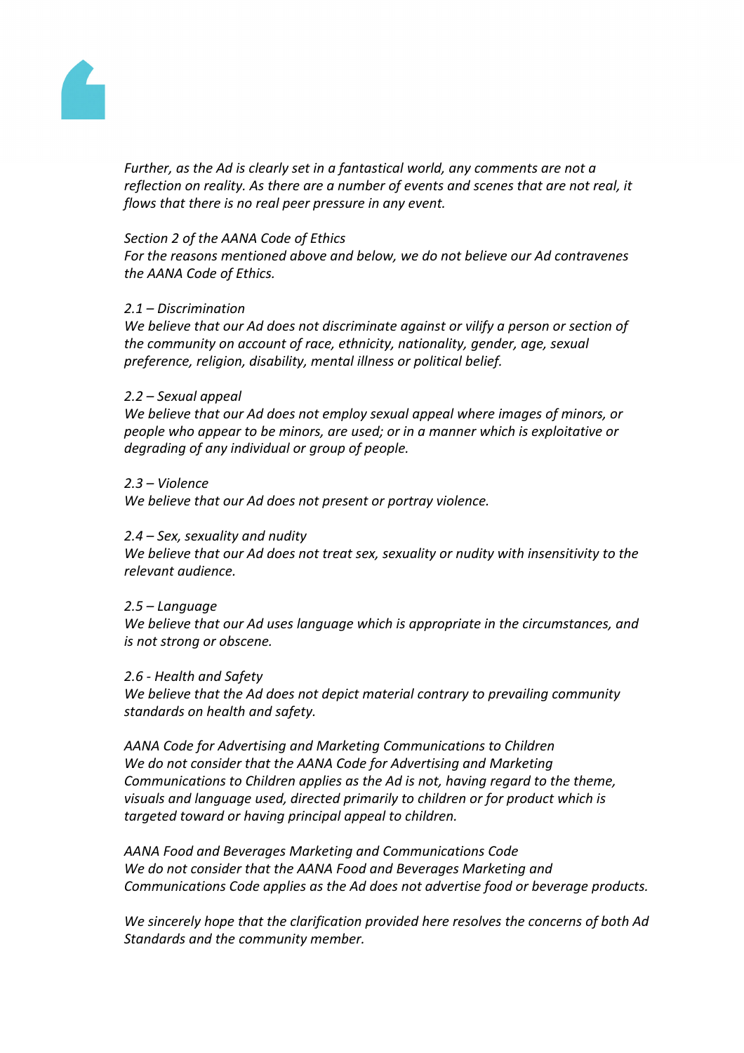*Further, as the Ad is clearly set in a fantastical world, any comments are not a reflection on reality. As there are a number of events and scenes that are not real, it flows that there is no real peer pressure in any event.*

*Section 2 of the AANA Code of Ethics*
*For the reasons mentioned above and below, we do not believe our Ad contravenes the AANA Code of Ethics.*

*2.1 – Discrimination*
*We believe that our Ad does not discriminate against or vilify a person or section of the community on account of race, ethnicity, nationality, gender, age, sexual preference, religion, disability, mental illness or political belief.*

*2.2 – Sexual appeal*
*We believe that our Ad does not employ sexual appeal where images of minors, or people who appear to be minors, are used; or in a manner which is exploitative or degrading of any individual or group of people.*

*2.3 – Violence*
*We believe that our Ad does not present or portray violence.*

*2.4 – Sex, sexuality and nudity*
*We believe that our Ad does not treat sex, sexuality or nudity with insensitivity to the relevant audience.*

*2.5 – Language*
*We believe that our Ad uses language which is appropriate in the circumstances, and is not strong or obscene.*

*2.6 - Health and Safety*
*We believe that the Ad does not depict material contrary to prevailing community standards on health and safety.*

*AANA Code for Advertising and Marketing Communications to Children*
*We do not consider that the AANA Code for Advertising and Marketing Communications to Children applies as the Ad is not, having regard to the theme, visuals and language used, directed primarily to children or for product which is targeted toward or having principal appeal to children.*

*AANA Food and Beverages Marketing and Communications Code*
*We do not consider that the AANA Food and Beverages Marketing and Communications Code applies as the Ad does not advertise food or beverage products.*

*We sincerely hope that the clarification provided here resolves the concerns of both Ad Standards and the community member.*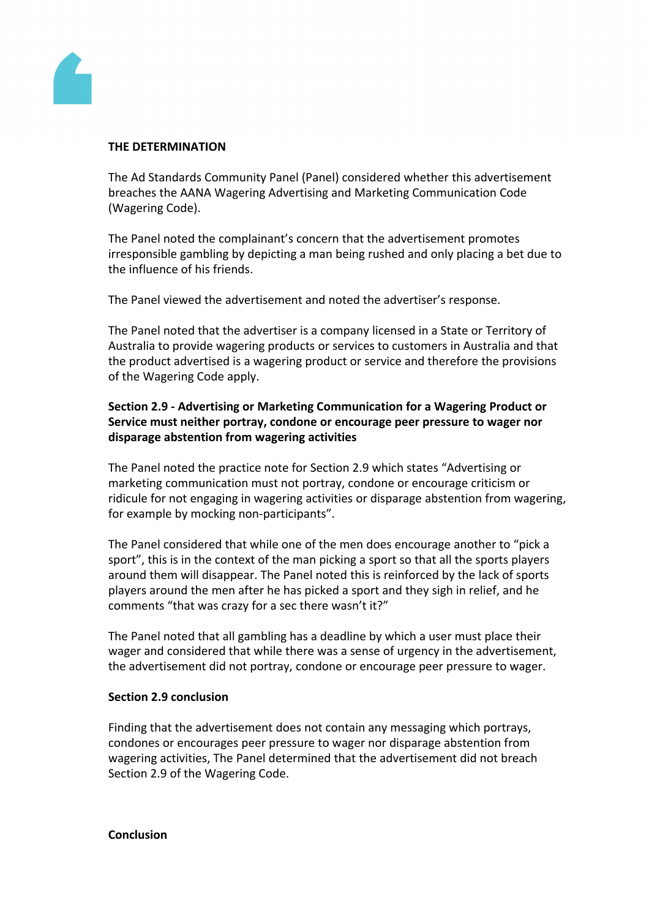**THE DETERMINATION**

The Ad Standards Community Panel (Panel) considered whether this advertisement breaches the AANA Wagering Advertising and Marketing Communication Code (Wagering Code).

The Panel noted the complainant's concern that the advertisement promotes irresponsible gambling by depicting a man being rushed and only placing a bet due to the influence of his friends.

The Panel viewed the advertisement and noted the advertiser's response.

The Panel noted that the advertiser is a company licensed in a State or Territory of Australia to provide wagering products or services to customers in Australia and that the product advertised is a wagering product or service and therefore the provisions of the Wagering Code apply.

**Section 2.9 - Advertising or Marketing Communication for a Wagering Product or Service must neither portray, condone or encourage peer pressure to wager nor disparage abstention from wagering activities**

The Panel noted the practice note for Section 2.9 which states "Advertising or marketing communication must not portray, condone or encourage criticism or ridicule for not engaging in wagering activities or disparage abstention from wagering, for example by mocking non-participants".

The Panel considered that while one of the men does encourage another to "pick a sport", this is in the context of the man picking a sport so that all the sports players around them will disappear. The Panel noted this is reinforced by the lack of sports players around the men after he has picked a sport and they sigh in relief, and he comments "that was crazy for a sec there wasn't it?"

The Panel noted that all gambling has a deadline by which a user must place their wager and considered that while there was a sense of urgency in the advertisement, the advertisement did not portray, condone or encourage peer pressure to wager.

**Section 2.9 conclusion**

Finding that the advertisement does not contain any messaging which portrays, condones or encourages peer pressure to wager nor disparage abstention from wagering activities, The Panel determined that the advertisement did not breach Section 2.9 of the Wagering Code.

**Conclusion**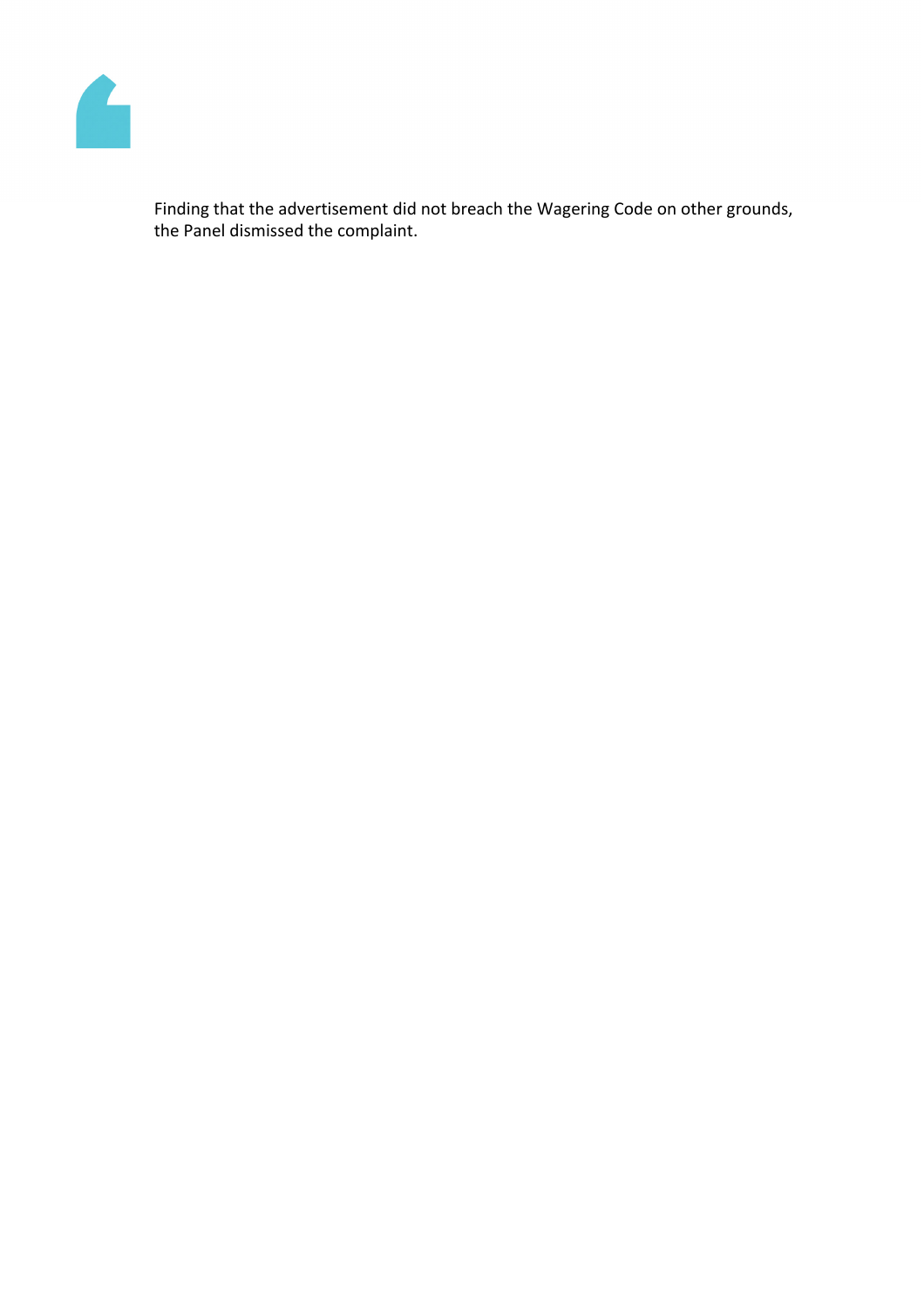Finding that the advertisement did not breach the Wagering Code on other grounds, the Panel dismissed the complaint.